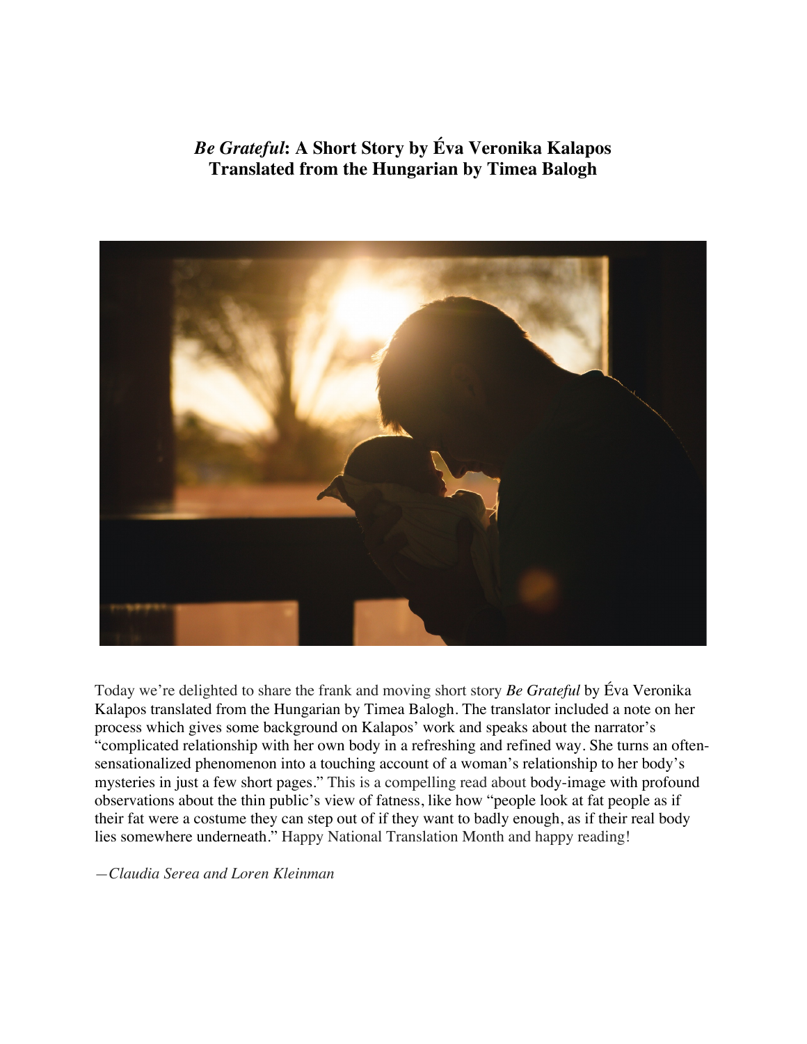## *Be Grateful*: A Short Story by Éva Veronika Kalapos
## Translated from the Hungarian by Timea Balogh

Today we're delighted to share the frank and moving short story *Be Grateful* by Éva Veronika Kalapos translated from the Hungarian by Timea Balogh. The translator included a note on her process which gives some background on Kalapos' work and speaks about the narrator's "complicated relationship with her own body in a refreshing and refined way. She turns an often-sensationalized phenomenon into a touching account of a woman's relationship to her body's mysteries in just a few short pages." This is a compelling read about body-image with profound observations about the thin public's view of fatness, like how "people look at fat people as if their fat were a costume they can step out of if they want to badly enough, as if their real body lies somewhere underneath." Happy National Translation Month and happy reading!

*—Claudia Serea and Loren Kleinman*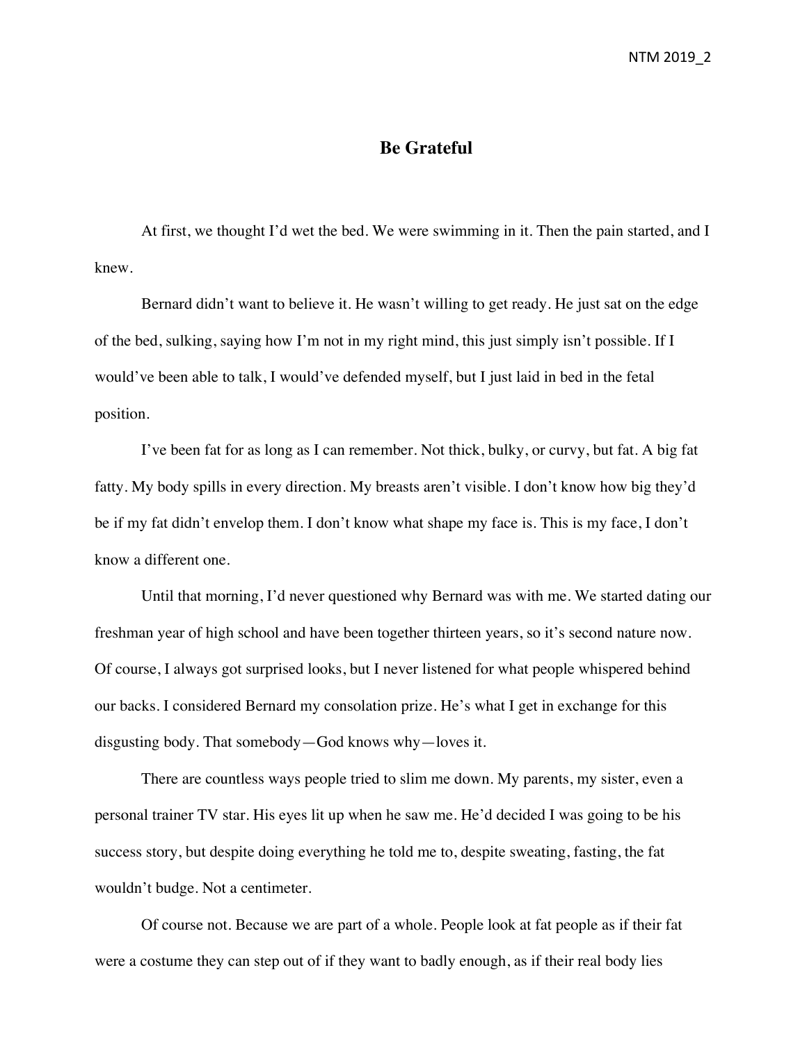## Be Grateful

At first, we thought I'd wet the bed. We were swimming in it. Then the pain started, and I knew.

Bernard didn't want to believe it. He wasn't willing to get ready. He just sat on the edge of the bed, sulking, saying how I'm not in my right mind, this just simply isn't possible. If I would've been able to talk, I would've defended myself, but I just laid in bed in the fetal position.

I've been fat for as long as I can remember. Not thick, bulky, or curvy, but fat. A big fat fatty. My body spills in every direction. My breasts aren't visible. I don't know how big they'd be if my fat didn't envelop them. I don't know what shape my face is. This is my face, I don't know a different one.

Until that morning, I'd never questioned why Bernard was with me. We started dating our freshman year of high school and have been together thirteen years, so it's second nature now. Of course, I always got surprised looks, but I never listened for what people whispered behind our backs. I considered Bernard my consolation prize. He's what I get in exchange for this disgusting body. That somebody—God knows why—loves it.

There are countless ways people tried to slim me down. My parents, my sister, even a personal trainer TV star. His eyes lit up when he saw me. He'd decided I was going to be his success story, but despite doing everything he told me to, despite sweating, fasting, the fat wouldn't budge. Not a centimeter.

Of course not. Because we are part of a whole. People look at fat people as if their fat were a costume they can step out of if they want to badly enough, as if their real body lies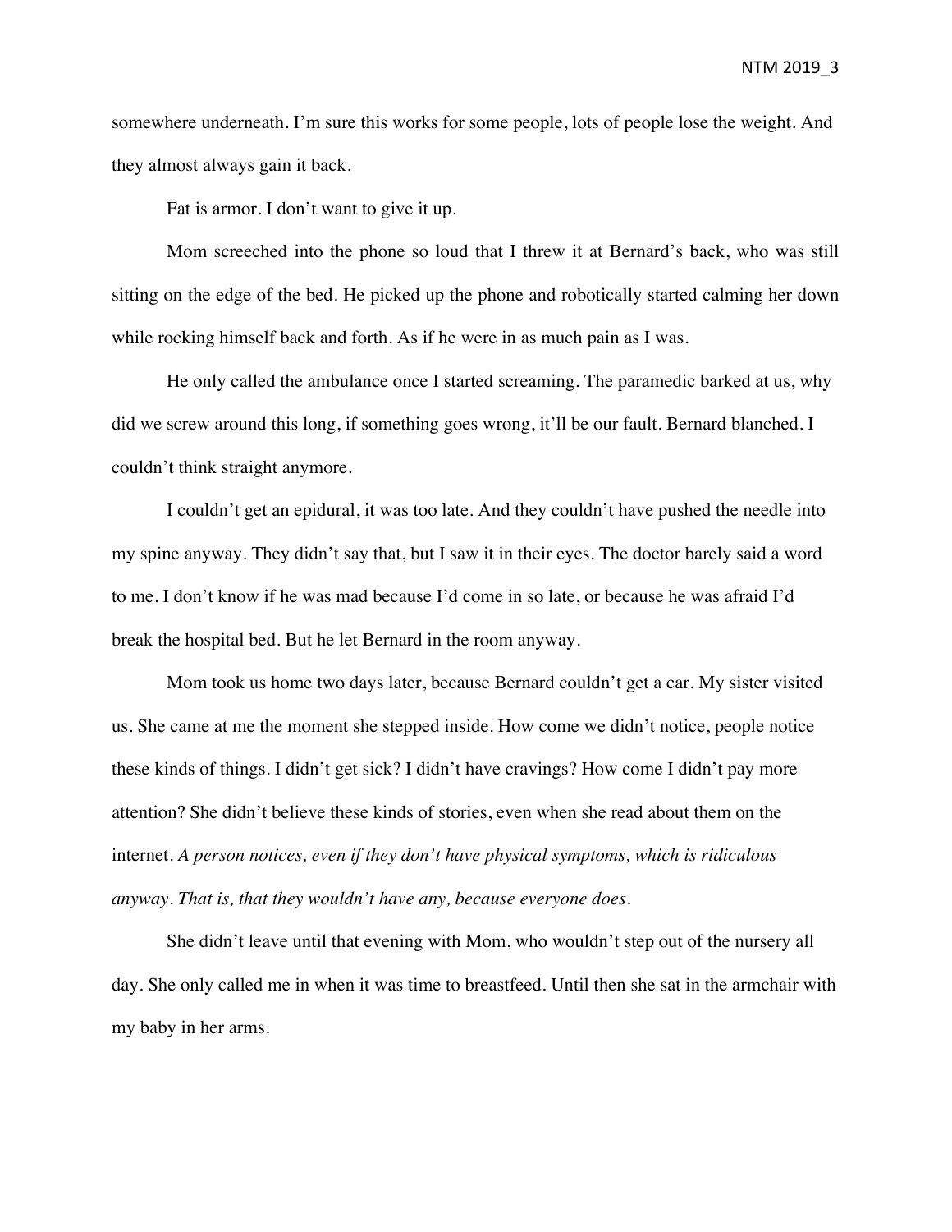somewhere underneath. I'm sure this works for some people, lots of people lose the weight. And they almost always gain it back.

Fat is armor. I don't want to give it up.

Mom screeched into the phone so loud that I threw it at Bernard's back, who was still sitting on the edge of the bed. He picked up the phone and robotically started calming her down while rocking himself back and forth. As if he were in as much pain as I was.

He only called the ambulance once I started screaming. The paramedic barked at us, why did we screw around this long, if something goes wrong, it'll be our fault. Bernard blanched. I couldn't think straight anymore.

I couldn't get an epidural, it was too late. And they couldn't have pushed the needle into my spine anyway. They didn't say that, but I saw it in their eyes. The doctor barely said a word to me. I don't know if he was mad because I'd come in so late, or because he was afraid I'd break the hospital bed. But he let Bernard in the room anyway.

Mom took us home two days later, because Bernard couldn't get a car. My sister visited us. She came at me the moment she stepped inside. How come we didn't notice, people notice these kinds of things. I didn't get sick? I didn't have cravings? How come I didn't pay more attention? She didn't believe these kinds of stories, even when she read about them on the internet. *A person notices, even if they don't have physical symptoms, which is ridiculous anyway. That is, that they wouldn't have any, because everyone does.*

She didn't leave until that evening with Mom, who wouldn't step out of the nursery all day. She only called me in when it was time to breastfeed. Until then she sat in the armchair with my baby in her arms.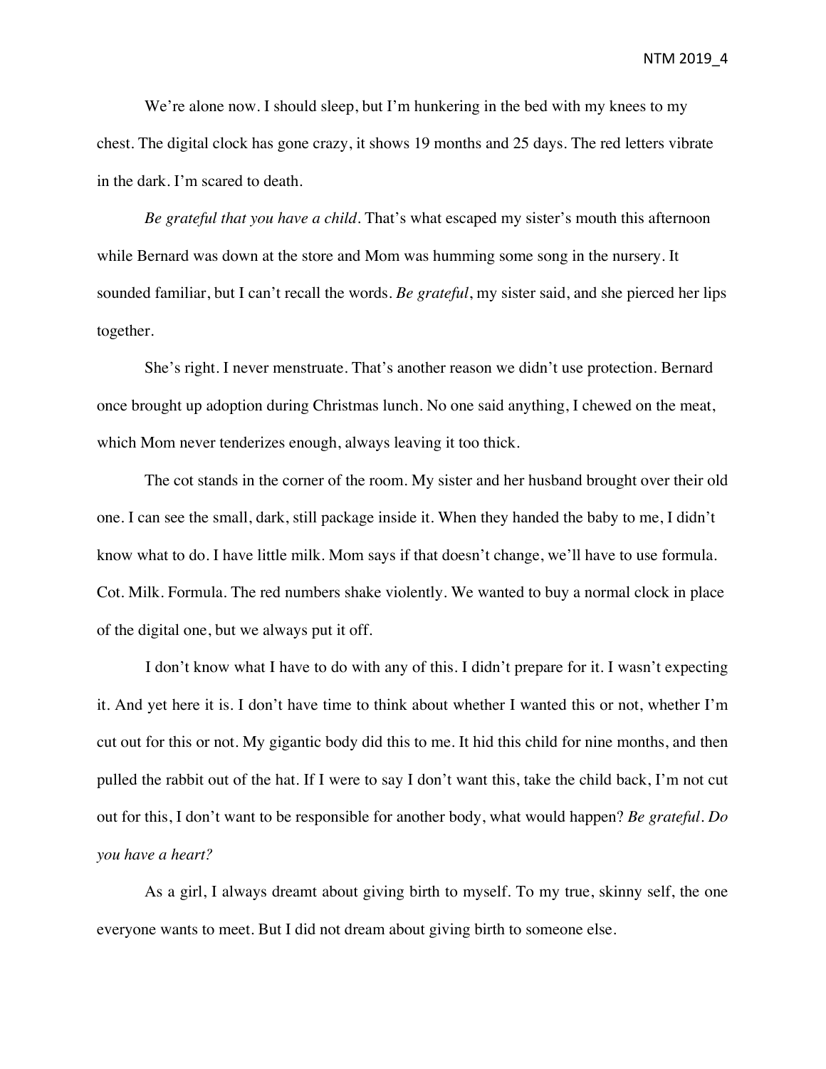We're alone now. I should sleep, but I'm hunkering in the bed with my knees to my chest. The digital clock has gone crazy, it shows 19 months and 25 days. The red letters vibrate in the dark. I'm scared to death.

*Be grateful that you have a child*. That's what escaped my sister's mouth this afternoon while Bernard was down at the store and Mom was humming some song in the nursery. It sounded familiar, but I can't recall the words. *Be grateful*, my sister said, and she pierced her lips together.

She's right. I never menstruate. That's another reason we didn't use protection. Bernard once brought up adoption during Christmas lunch. No one said anything, I chewed on the meat, which Mom never tenderizes enough, always leaving it too thick.

The cot stands in the corner of the room. My sister and her husband brought over their old one. I can see the small, dark, still package inside it. When they handed the baby to me, I didn't know what to do. I have little milk. Mom says if that doesn't change, we'll have to use formula. Cot. Milk. Formula. The red numbers shake violently. We wanted to buy a normal clock in place of the digital one, but we always put it off.

I don't know what I have to do with any of this. I didn't prepare for it. I wasn't expecting it. And yet here it is. I don't have time to think about whether I wanted this or not, whether I'm cut out for this or not. My gigantic body did this to me. It hid this child for nine months, and then pulled the rabbit out of the hat. If I were to say I don't want this, take the child back, I'm not cut out for this, I don't want to be responsible for another body, what would happen? *Be grateful*. *Do you have a heart?*

As a girl, I always dreamt about giving birth to myself. To my true, skinny self, the one everyone wants to meet. But I did not dream about giving birth to someone else.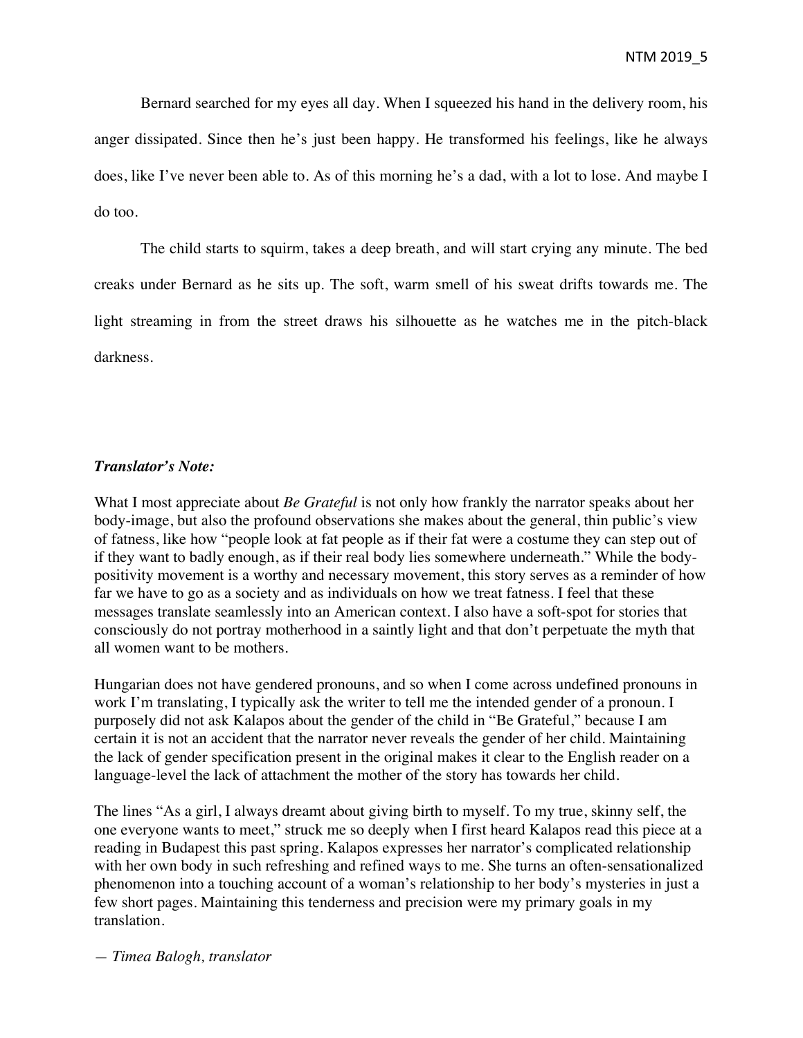Bernard searched for my eyes all day. When I squeezed his hand in the delivery room, his anger dissipated. Since then he's just been happy. He transformed his feelings, like he always does, like I've never been able to. As of this morning he's a dad, with a lot to lose. And maybe I do too.

The child starts to squirm, takes a deep breath, and will start crying any minute. The bed creaks under Bernard as he sits up. The soft, warm smell of his sweat drifts towards me. The light streaming in from the street draws his silhouette as he watches me in the pitch-black darkness.

***Translator's Note:***

What I most appreciate about *Be Grateful* is not only how frankly the narrator speaks about her body-image, but also the profound observations she makes about the general, thin public's view of fatness, like how "people look at fat people as if their fat were a costume they can step out of if they want to badly enough, as if their real body lies somewhere underneath." While the body-positivity movement is a worthy and necessary movement, this story serves as a reminder of how far we have to go as a society and as individuals on how we treat fatness. I feel that these messages translate seamlessly into an American context. I also have a soft-spot for stories that consciously do not portray motherhood in a saintly light and that don't perpetuate the myth that all women want to be mothers.

Hungarian does not have gendered pronouns, and so when I come across undefined pronouns in work I'm translating, I typically ask the writer to tell me the intended gender of a pronoun. I purposely did not ask Kalapos about the gender of the child in "Be Grateful," because I am certain it is not an accident that the narrator never reveals the gender of her child. Maintaining the lack of gender specification present in the original makes it clear to the English reader on a language-level the lack of attachment the mother of the story has towards her child.

The lines "As a girl, I always dreamt about giving birth to myself. To my true, skinny self, the one everyone wants to meet," struck me so deeply when I first heard Kalapos read this piece at a reading in Budapest this past spring. Kalapos expresses her narrator's complicated relationship with her own body in such refreshing and refined ways to me. She turns an often-sensationalized phenomenon into a touching account of a woman's relationship to her body's mysteries in just a few short pages. Maintaining this tenderness and precision were my primary goals in my translation.

*— Timea Balogh, translator*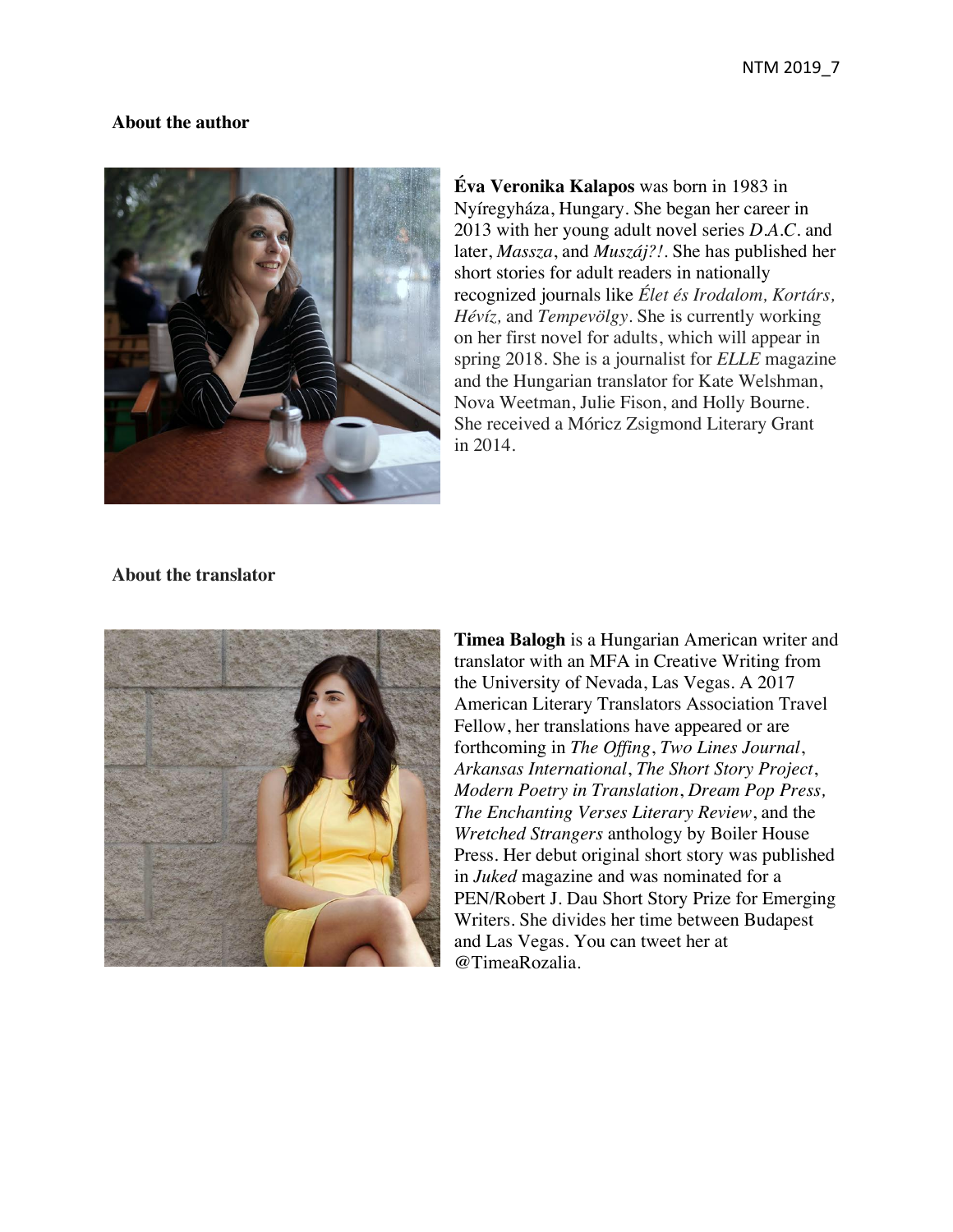## About the author

**Éva Veronika Kalapos** was born in 1983 in Nyíregyháza, Hungary. She began her career in 2013 with her young adult novel series *D.A.C.* and later, *Massza*, and *Muszáj?!*. She has published her short stories for adult readers in nationally recognized journals like *Élet és Irodalom, Kortárs, Hévíz,* and *Tempevölgy*. She is currently working on her first novel for adults, which will appear in spring 2018. She is a journalist for *ELLE* magazine and the Hungarian translator for Kate Welshman, Nova Weetman, Julie Fison, and Holly Bourne. She received a Móricz Zsigmond Literary Grant in 2014.

## About the translator

**Timea Balogh** is a Hungarian American writer and translator with an MFA in Creative Writing from the University of Nevada, Las Vegas. A 2017 American Literary Translators Association Travel Fellow, her translations have appeared or are forthcoming in *The Offing*, *Two Lines Journal*, *Arkansas International*, *The Short Story Project*, *Modern Poetry in Translation*, *Dream Pop Press, The Enchanting Verses Literary Review*, and the *Wretched Strangers* anthology by Boiler House Press. Her debut original short story was published in *Juked* magazine and was nominated for a PEN/Robert J. Dau Short Story Prize for Emerging Writers. She divides her time between Budapest and Las Vegas. You can tweet her at @TimeaRozalia.